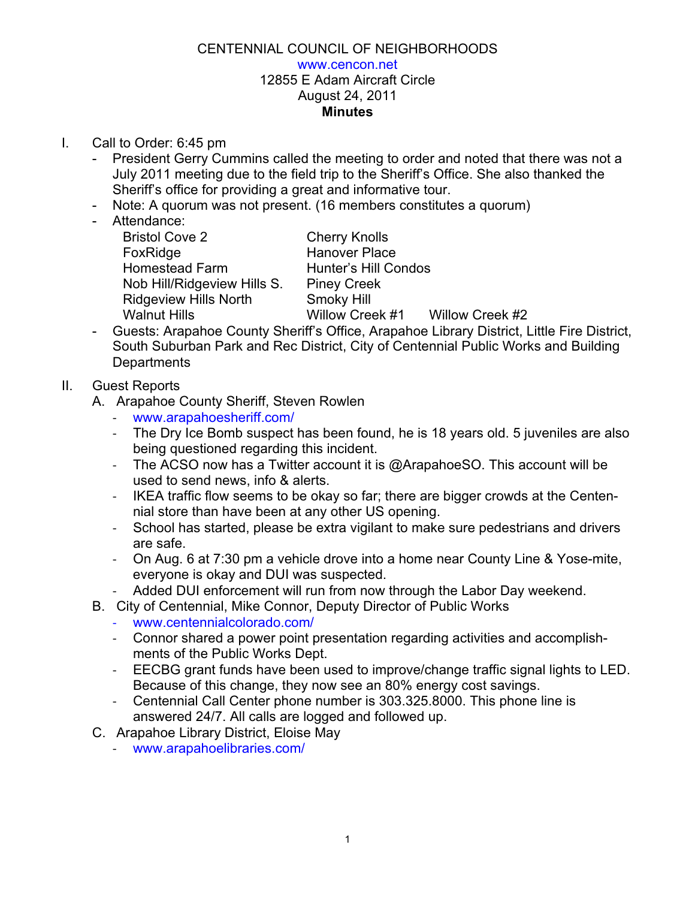CENTENNIAL COUNCIL OF NEIGHBORHOODS
www.cencon.net
12855 E Adam Aircraft Circle
August 24, 2011
**Minutes**

I. Call to Order: 6:45 pm
   - President Gerry Cummins called the meeting to order and noted that there was not a July 2011 meeting due to the field trip to the Sheriff's Office. She also thanked the Sheriff's office for providing a great and informative tour.
   - Note: A quorum was not present. (16 members constitutes a quorum)
   - Attendance:
     - Bristol Cove 2
     - Cherry Knolls
     - FoxRidge
     - Hanover Place
     - Homestead Farm
     - Hunter's Hill Condos
     - Nob Hill/Ridgeview Hills S.
     - Piney Creek
     - Ridgeview Hills North
     - Smoky Hill
     - Walnut Hills
     - Willow Creek #1
     - Willow Creek #2
   - Guests: Arapahoe County Sheriff's Office, Arapahoe Library District, Little Fire District, South Suburban Park and Rec District, City of Centennial Public Works and Building Departments

II. Guest Reports
   A. Arapahoe County Sheriff, Steven Rowlen
      - www.arapahoesheriff.com/
      - The Dry Ice Bomb suspect has been found, he is 18 years old. 5 juveniles are also being questioned regarding this incident.
      - The ACSO now has a Twitter account it is @ArapahoeSO. This account will be used to send news, info & alerts.
      - IKEA traffic flow seems to be okay so far; there are bigger crowds at the Centennial store than have been at any other US opening.
      - School has started, please be extra vigilant to make sure pedestrians and drivers are safe.
      - On Aug. 6 at 7:30 pm a vehicle drove into a home near County Line & Yosemite, everyone is okay and DUI was suspected.
      - Added DUI enforcement will run from now through the Labor Day weekend.
   B. City of Centennial, Mike Connor, Deputy Director of Public Works
      - www.centennialcolorado.com/
      - Connor shared a power point presentation regarding activities and accomplishments of the Public Works Dept.
      - EECBG grant funds have been used to improve/change traffic signal lights to LED. Because of this change, they now see an 80% energy cost savings.
      - Centennial Call Center phone number is 303.325.8000. This phone line is answered 24/7. All calls are logged and followed up.
   C. Arapahoe Library District, Eloise May
      - www.arapahoelibraries.com/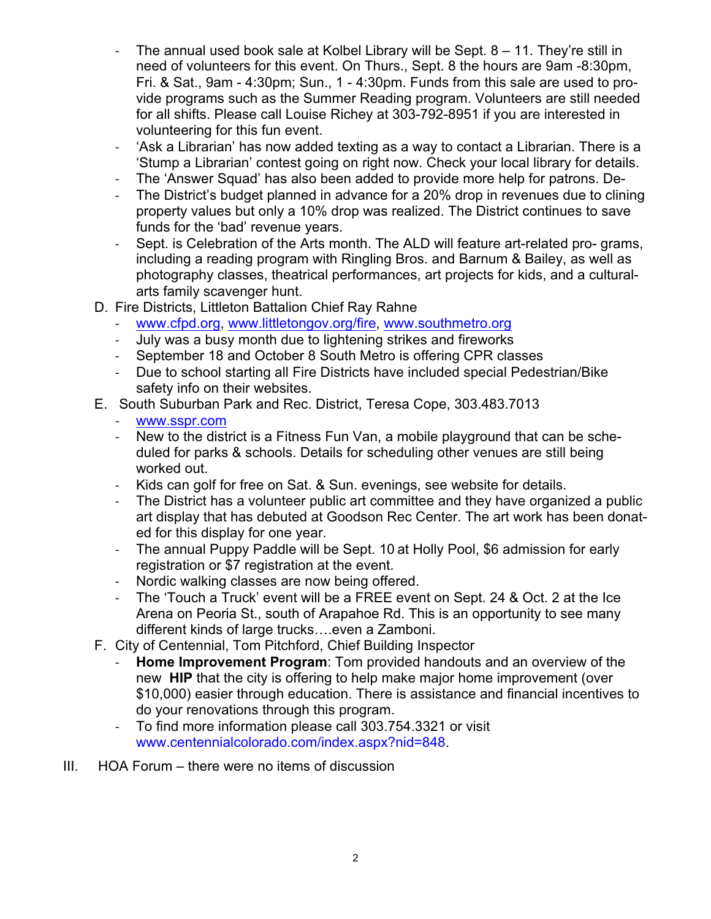- The annual used book sale at Kolbel Library will be Sept. 8 – 11. They're still in need of volunteers for this event. On Thurs., Sept. 8 the hours are 9am -8:30pm, Fri. & Sat., 9am - 4:30pm; Sun., 1 - 4:30pm. Funds from this sale are used to provide programs such as the Summer Reading program. Volunteers are still needed for all shifts. Please call Louise Richey at 303-792-8951 if you are interested in volunteering for this fun event.
- 'Ask a Librarian' has now added texting as a way to contact a Librarian. There is a 'Stump a Librarian' contest going on right now. Check your local library for details.
- The 'Answer Squad' has also been added to provide more help for patrons. De-
- The District's budget planned in advance for a 20% drop in revenues due to clining property values but only a 10% drop was realized. The District continues to save funds for the 'bad' revenue years.
- Sept. is Celebration of the Arts month. The ALD will feature art-related pro- grams, including a reading program with Ringling Bros. and Barnum & Bailey, as well as photography classes, theatrical performances, art projects for kids, and a cultural-arts family scavenger hunt.

D. Fire Districts, Littleton Battalion Chief Ray Rahne
   - www.cfpd.org, www.littletongov.org/fire, www.southmetro.org
   - July was a busy month due to lightening strikes and fireworks
   - September 18 and October 8 South Metro is offering CPR classes
   - Due to school starting all Fire Districts have included special Pedestrian/Bike safety info on their websites.

E. South Suburban Park and Rec. District, Teresa Cope, 303.483.7013
   - www.sspr.com
   - New to the district is a Fitness Fun Van, a mobile playground that can be scheduled for parks & schools. Details for scheduling other venues are still being worked out.
   - Kids can golf for free on Sat. & Sun. evenings, see website for details.
   - The District has a volunteer public art committee and they have organized a public art display that has debuted at Goodson Rec Center. The art work has been donated for this display for one year.
   - The annual Puppy Paddle will be Sept. 10 at Holly Pool, $6 admission for early registration or $7 registration at the event.
   - Nordic walking classes are now being offered.
   - The 'Touch a Truck' event will be a FREE event on Sept. 24 & Oct. 2 at the Ice Arena on Peoria St., south of Arapahoe Rd. This is an opportunity to see many different kinds of large trucks….even a Zamboni.

F. City of Centennial, Tom Pitchford, Chief Building Inspector
   - **Home Improvement Program**: Tom provided handouts and an overview of the new **HIP** that the city is offering to help make major home improvement (over $10,000) easier through education. There is assistance and financial incentives to do your renovations through this program.
   - To find more information please call 303.754.3321 or visit www.centennialcolorado.com/index.aspx?nid=848.

III. HOA Forum – there were no items of discussion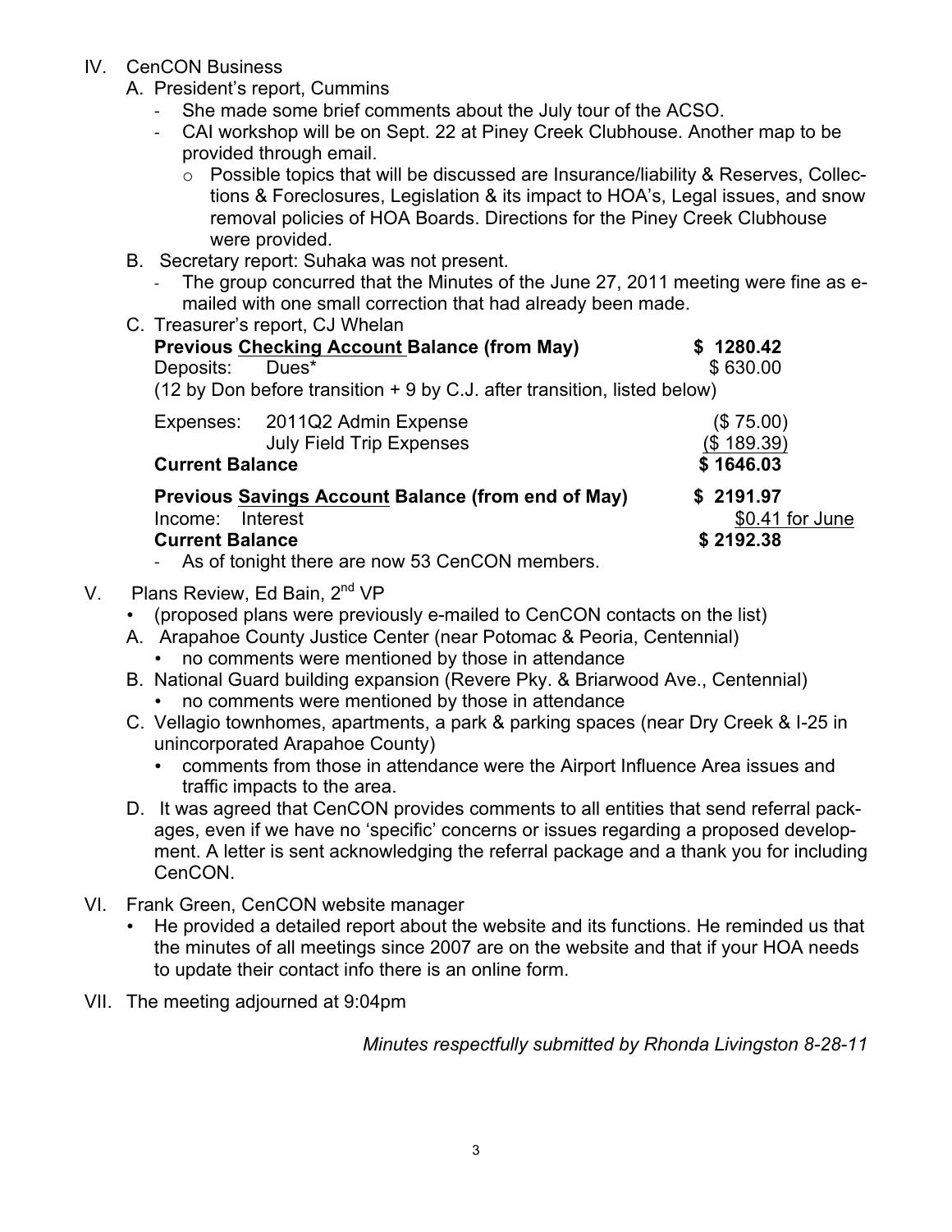IV. CenCON Business

A. President's report, Cummins

- She made some brief comments about the July tour of the ACSO.
- CAI workshop will be on Sept. 22 at Piney Creek Clubhouse. Another map to be provided through email.
  - Possible topics that will be discussed are Insurance/liability & Reserves, Collections & Foreclosures, Legislation & its impact to HOA's, Legal issues, and snow removal policies of HOA Boards. Directions for the Piney Creek Clubhouse were provided.

B. Secretary report: Suhaka was not present.

- The group concurred that the Minutes of the June 27, 2011 meeting were fine as e-mailed with one small correction that had already been made.

C. Treasurer's report, CJ Whelan

| | | |
|---|---|---|
| **Previous Checking Account Balance (from May)** | | **$ 1280.42** |
| Deposits: | Dues* | $ 630.00 |
| (12 by Don before transition + 9 by C.J. after transition, listed below) | | |
| Expenses: | 2011Q2 Admin Expense | ($ 75.00) |
| | July Field Trip Expenses | ($ 189.39) |
| **Current Balance** | | **$ 1646.03** |
| **Previous Savings Account Balance (from end of May)** | | **$ 2191.97** |
| Income: | Interest | $0.41 for June |
| **Current Balance** | | **$ 2192.38** |

- As of tonight there are now 53 CenCON members.

V. Plans Review, Ed Bain, 2nd VP

- (proposed plans were previously e-mailed to CenCON contacts on the list)

A. Arapahoe County Justice Center (near Potomac & Peoria, Centennial)
   - no comments were mentioned by those in attendance

B. National Guard building expansion (Revere Pky. & Briarwood Ave., Centennial)
   - no comments were mentioned by those in attendance

C. Vellagio townhomes, apartments, a park & parking spaces (near Dry Creek & I-25 in unincorporated Arapahoe County)
   - comments from those in attendance were the Airport Influence Area issues and traffic impacts to the area.

D. It was agreed that CenCON provides comments to all entities that send referral packages, even if we have no 'specific' concerns or issues regarding a proposed development. A letter is sent acknowledging the referral package and a thank you for including CenCON.

VI. Frank Green, CenCON website manager

- He provided a detailed report about the website and its functions. He reminded us that the minutes of all meetings since 2007 are on the website and that if your HOA needs to update their contact info there is an online form.

VII. The meeting adjourned at 9:04pm

*Minutes respectfully submitted by Rhonda Livingston 8-28-11*